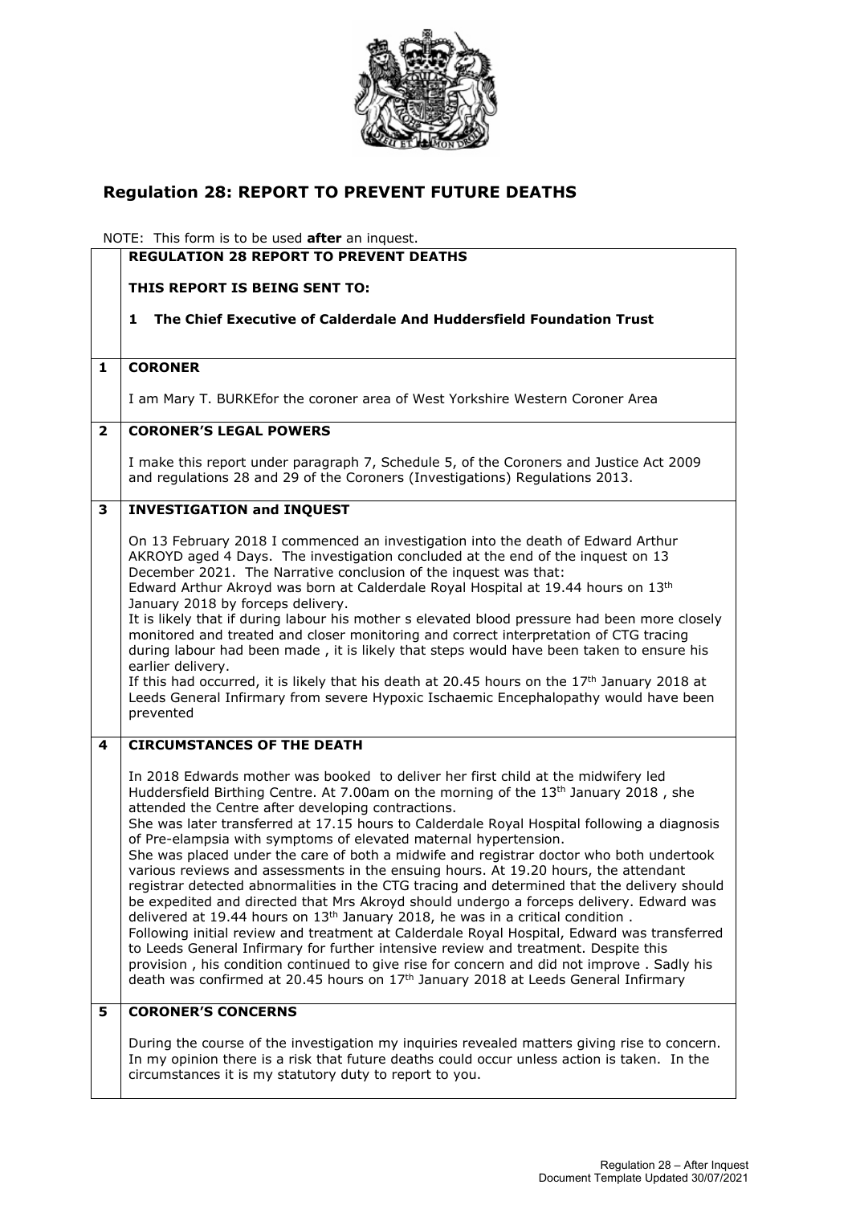# Regulation 28: REPORT TO PREVENT FUTURE DEATHS

NOTE: This form is to be used **after** an inquest.

| | **REGULATION 28 REPORT TO PREVENT DEATHS**<br><br>**THIS REPORT IS BEING SENT TO:**<br><br>**1 The Chief Executive of Calderdale And Huddersfield Foundation Trust** |
|---|---|
| **1** | **CORONER**<br><br>I am Mary T. BURKEfor the coroner area of West Yorkshire Western Coroner Area |
| **2** | **CORONER'S LEGAL POWERS**<br><br>I make this report under paragraph 7, Schedule 5, of the Coroners and Justice Act 2009 and regulations 28 and 29 of the Coroners (Investigations) Regulations 2013. |
| **3** | **INVESTIGATION and INQUEST**<br><br>On 13 February 2018 I commenced an investigation into the death of Edward Arthur AKROYD aged 4 Days. The investigation concluded at the end of the inquest on 13 December 2021. The Narrative conclusion of the inquest was that:<br>Edward Arthur Akroyd was born at Calderdale Royal Hospital at 19.44 hours on 13th January 2018 by forceps delivery.<br>It is likely that if during labour his mother s elevated blood pressure had been more closely monitored and treated and closer monitoring and correct interpretation of CTG tracing during labour had been made , it is likely that steps would have been taken to ensure his earlier delivery.<br>If this had occurred, it is likely that his death at 20.45 hours on the 17th January 2018 at Leeds General Infirmary from severe Hypoxic Ischaemic Encephalopathy would have been prevented |
| **4** | **CIRCUMSTANCES OF THE DEATH**<br><br>In 2018 Edwards mother was booked to deliver her first child at the midwifery led Huddersfield Birthing Centre. At 7.00am on the morning of the 13th January 2018 , she attended the Centre after developing contractions.<br>She was later transferred at 17.15 hours to Calderdale Royal Hospital following a diagnosis of Pre-elampsia with symptoms of elevated maternal hypertension.<br>She was placed under the care of both a midwife and registrar doctor who both undertook various reviews and assessments in the ensuing hours. At 19.20 hours, the attendant registrar detected abnormalities in the CTG tracing and determined that the delivery should be expedited and directed that Mrs Akroyd should undergo a forceps delivery. Edward was delivered at 19.44 hours on 13th January 2018, he was in a critical condition .<br>Following initial review and treatment at Calderdale Royal Hospital, Edward was transferred to Leeds General Infirmary for further intensive review and treatment. Despite this provision , his condition continued to give rise for concern and did not improve . Sadly his death was confirmed at 20.45 hours on 17th January 2018 at Leeds General Infirmary |
| **5** | **CORONER'S CONCERNS**<br><br>During the course of the investigation my inquiries revealed matters giving rise to concern. In my opinion there is a risk that future deaths could occur unless action is taken. In the circumstances it is my statutory duty to report to you. |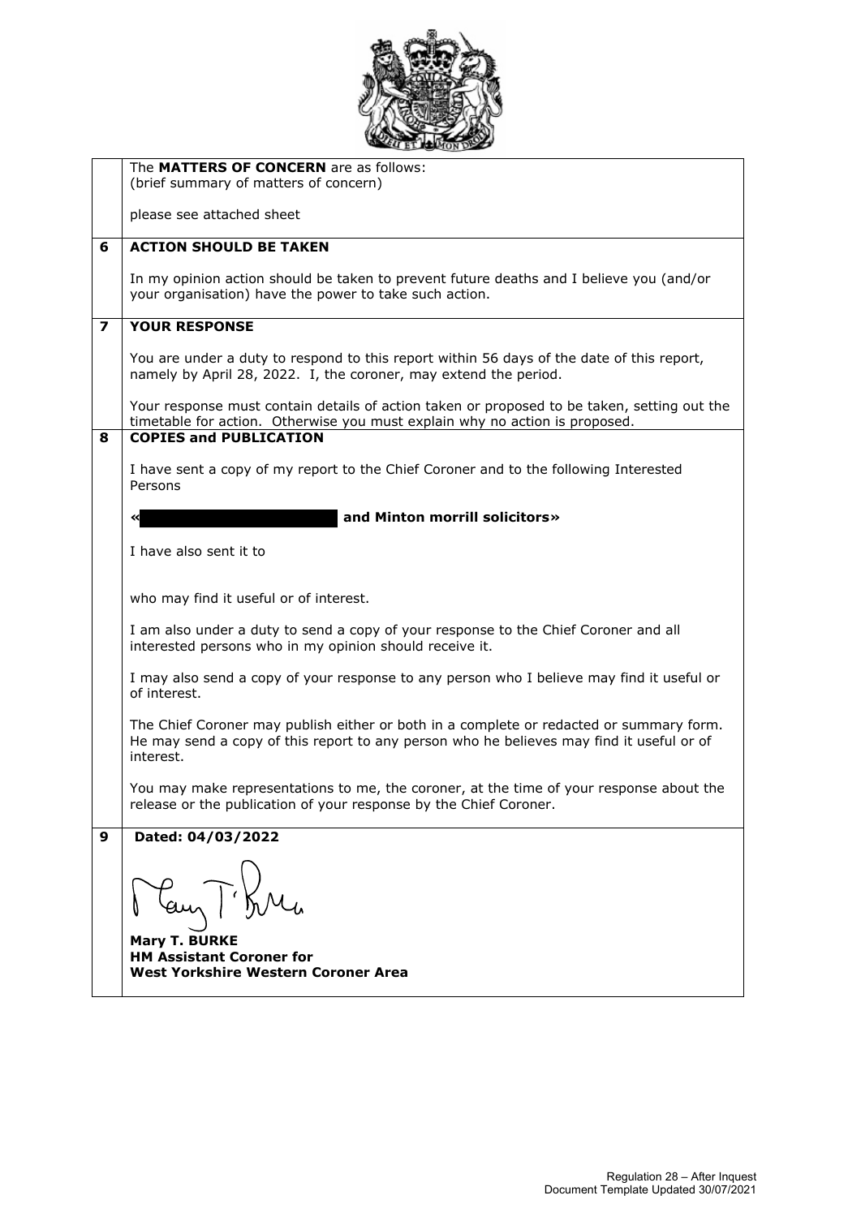| | |
|---|---|
| | The **MATTERS OF CONCERN** are as follows:<br>(brief summary of matters of concern)<br><br>please see attached sheet |
| **6** | **ACTION SHOULD BE TAKEN**<br><br>In my opinion action should be taken to prevent future deaths and I believe you (and/or your organisation) have the power to take such action. |
| **7** | **YOUR RESPONSE**<br><br>You are under a duty to respond to this report within 56 days of the date of this report, namely by April 28, 2022. I, the coroner, may extend the period.<br><br>Your response must contain details of action taken or proposed to be taken, setting out the timetable for action. Otherwise you must explain why no action is proposed. |
| **8** | **COPIES and PUBLICATION**<br><br>I have sent a copy of my report to the Chief Coroner and to the following Interested Persons<br><br>**« [REDACTED] and Minton morrill solicitors»**<br><br>I have also sent it to<br><br>who may find it useful or of interest.<br><br>I am also under a duty to send a copy of your response to the Chief Coroner and all interested persons who in my opinion should receive it.<br><br>I may also send a copy of your response to any person who I believe may find it useful or of interest.<br><br>The Chief Coroner may publish either or both in a complete or redacted or summary form. He may send a copy of this report to any person who he believes may find it useful or of interest.<br><br>You may make representations to me, the coroner, at the time of your response about the release or the publication of your response by the Chief Coroner. |
| **9** | **Dated: 04/03/2022**<br><br>[Signature]<br><br>**Mary T. BURKE**<br>**HM Assistant Coroner for**<br>**West Yorkshire Western Coroner Area** |

Regulation 28 – After Inquest
Document Template Updated 30/07/2021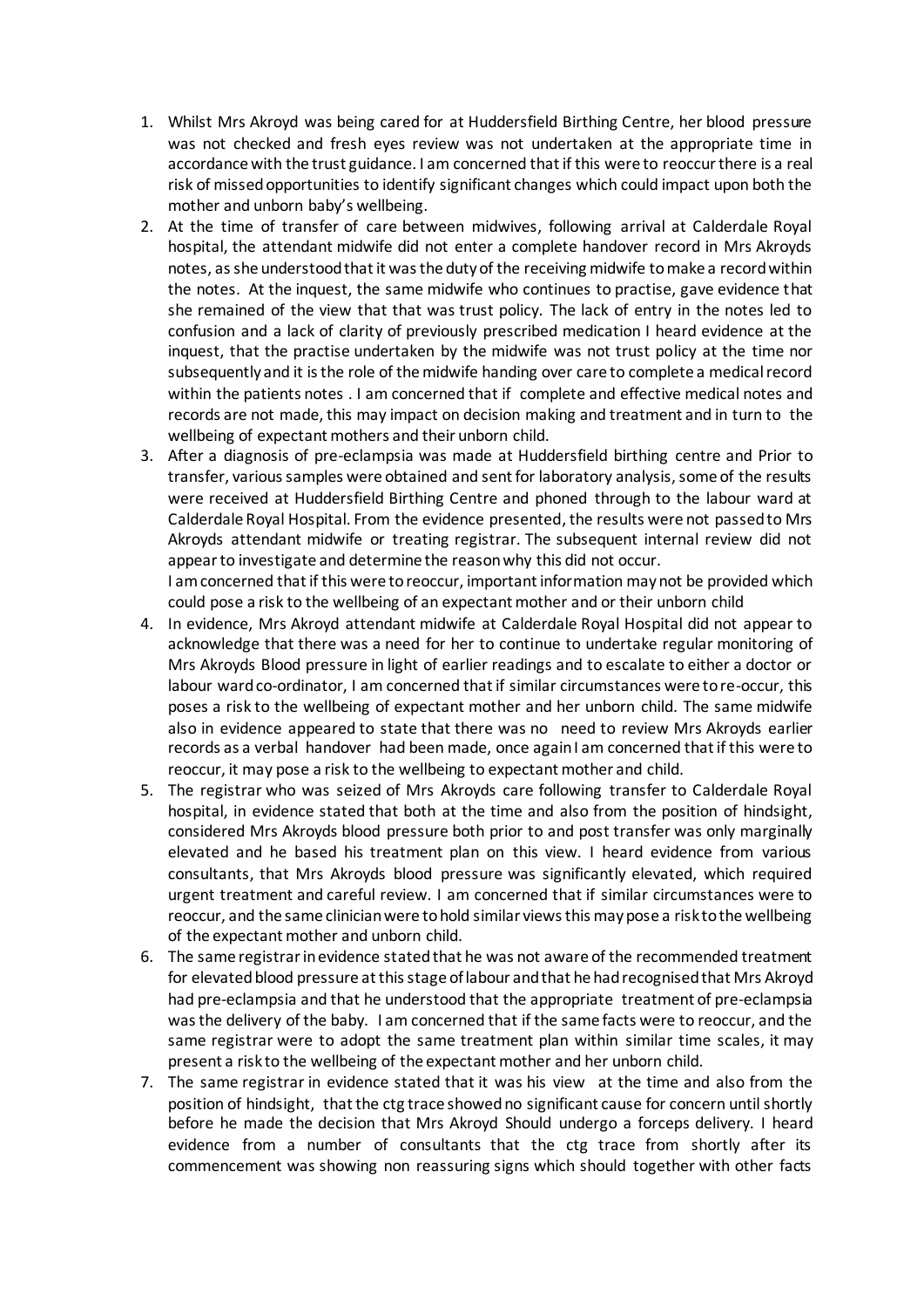1. Whilst Mrs Akroyd was being cared for at Huddersfield Birthing Centre, her blood pressure was not checked and fresh eyes review was not undertaken at the appropriate time in accordance with the trust guidance. I am concerned that if this were to reoccur there is a real risk of missed opportunities to identify significant changes which could impact upon both the mother and unborn baby's wellbeing.
2. At the time of transfer of care between midwives, following arrival at Calderdale Royal hospital, the attendant midwife did not enter a complete handover record in Mrs Akroyds notes, as she understood that it was the duty of the receiving midwife to make a record within the notes. At the inquest, the same midwife who continues to practise, gave evidence that she remained of the view that that was trust policy. The lack of entry in the notes led to confusion and a lack of clarity of previously prescribed medication I heard evidence at the inquest, that the practise undertaken by the midwife was not trust policy at the time nor subsequently and it is the role of the midwife handing over care to complete a medical record within the patients notes . I am concerned that if complete and effective medical notes and records are not made, this may impact on decision making and treatment and in turn to the wellbeing of expectant mothers and their unborn child.
3. After a diagnosis of pre-eclampsia was made at Huddersfield birthing centre and Prior to transfer, various samples were obtained and sent for laboratory analysis, some of the results were received at Huddersfield Birthing Centre and phoned through to the labour ward at Calderdale Royal Hospital. From the evidence presented, the results were not passed to Mrs Akroyds attendant midwife or treating registrar. The subsequent internal review did not appear to investigate and determine the reason why this did not occur.
   I am concerned that if this were to reoccur, important information may not be provided which could pose a risk to the wellbeing of an expectant mother and or their unborn child
4. In evidence, Mrs Akroyd attendant midwife at Calderdale Royal Hospital did not appear to acknowledge that there was a need for her to continue to undertake regular monitoring of Mrs Akroyds Blood pressure in light of earlier readings and to escalate to either a doctor or labour ward co-ordinator, I am concerned that if similar circumstances were to re-occur, this poses a risk to the wellbeing of expectant mother and her unborn child. The same midwife also in evidence appeared to state that there was no need to review Mrs Akroyds earlier records as a verbal handover had been made, once again I am concerned that if this were to reoccur, it may pose a risk to the wellbeing to expectant mother and child.
5. The registrar who was seized of Mrs Akroyds care following transfer to Calderdale Royal hospital, in evidence stated that both at the time and also from the position of hindsight, considered Mrs Akroyds blood pressure both prior to and post transfer was only marginally elevated and he based his treatment plan on this view. I heard evidence from various consultants, that Mrs Akroyds blood pressure was significantly elevated, which required urgent treatment and careful review. I am concerned that if similar circumstances were to reoccur, and the same clinician were to hold similar views this may pose a risk to the wellbeing of the expectant mother and unborn child.
6. The same registrar in evidence stated that he was not aware of the recommended treatment for elevated blood pressure at this stage of labour and that he had recognised that Mrs Akroyd had pre-eclampsia and that he understood that the appropriate treatment of pre-eclampsia was the delivery of the baby. I am concerned that if the same facts were to reoccur, and the same registrar were to adopt the same treatment plan within similar time scales, it may present a risk to the wellbeing of the expectant mother and her unborn child.
7. The same registrar in evidence stated that it was his view at the time and also from the position of hindsight, that the ctg trace showed no significant cause for concern until shortly before he made the decision that Mrs Akroyd Should undergo a forceps delivery. I heard evidence from a number of consultants that the ctg trace from shortly after its commencement was showing non reassuring signs which should together with other facts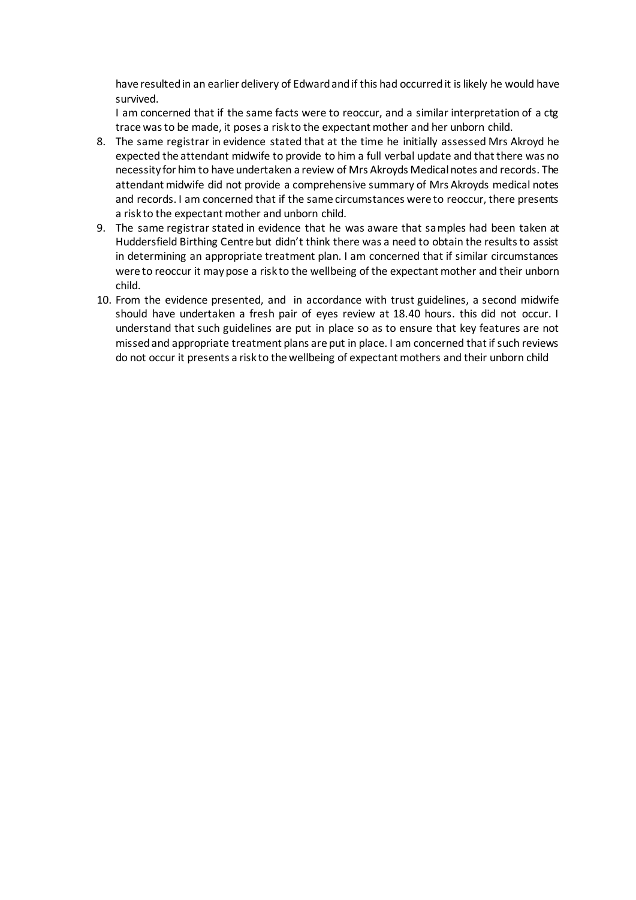have resulted in an earlier delivery of Edward and if this had occurred it is likely he would have survived.

I am concerned that if the same facts were to reoccur, and a similar interpretation of a ctg trace was to be made, it poses a risk to the expectant mother and her unborn child.

8. The same registrar in evidence stated that at the time he initially assessed Mrs Akroyd he expected the attendant midwife to provide to him a full verbal update and that there was no necessity for him to have undertaken a review of Mrs Akroyds Medical notes and records. The attendant midwife did not provide a comprehensive summary of Mrs Akroyds medical notes and records. I am concerned that if the same circumstances were to reoccur, there presents a risk to the expectant mother and unborn child.
9. The same registrar stated in evidence that he was aware that samples had been taken at Huddersfield Birthing Centre but didn't think there was a need to obtain the results to assist in determining an appropriate treatment plan. I am concerned that if similar circumstances were to reoccur it may pose a risk to the wellbeing of the expectant mother and their unborn child.
10. From the evidence presented, and in accordance with trust guidelines, a second midwife should have undertaken a fresh pair of eyes review at 18.40 hours. this did not occur. I understand that such guidelines are put in place so as to ensure that key features are not missed and appropriate treatment plans are put in place. I am concerned that if such reviews do not occur it presents a risk to the wellbeing of expectant mothers and their unborn child